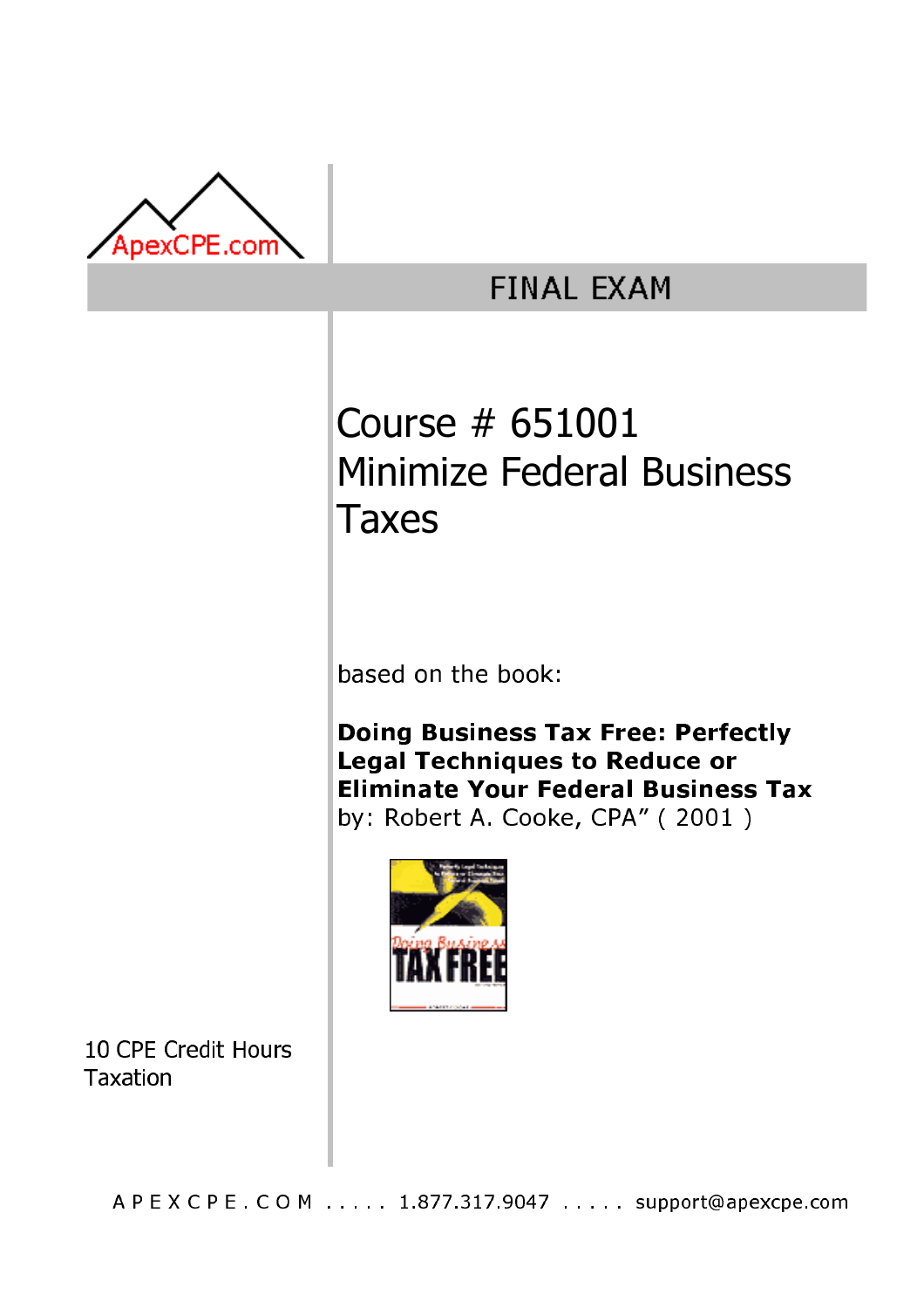ApexCPE.com

# FINAL EXAM

## Course # 651001
## Minimize Federal Business Taxes

based on the book:

**Doing Business Tax Free: Perfectly Legal Techniques to Reduce or Eliminate Your Federal Business Tax**
by: Robert A. Cooke, CPA" ( 2001 )

10 CPE Credit Hours
Taxation

A P E X C P E . C O M ..... 1.877.317.9047 ..... support@apexcpe.com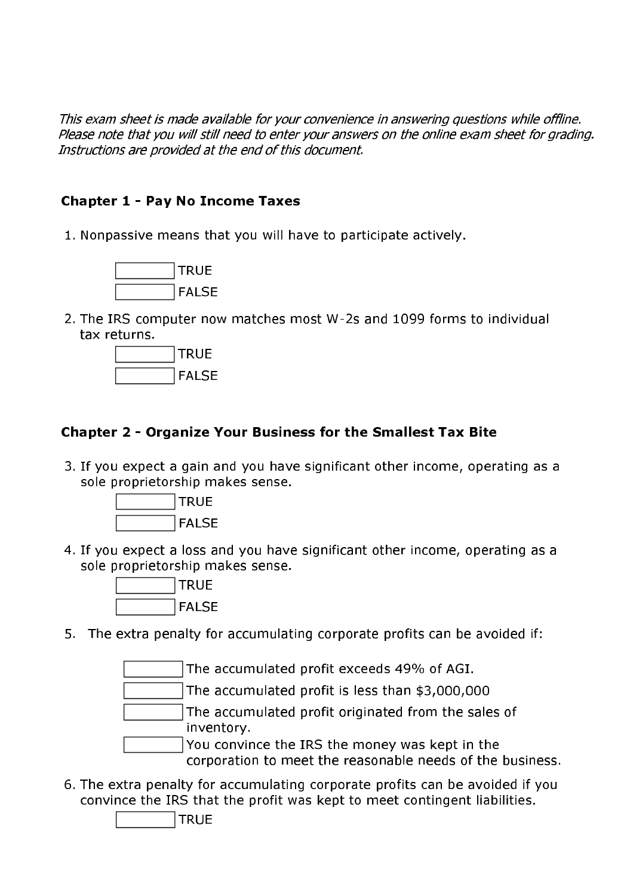*This exam sheet is made available for your convenience in answering questions while offline. Please note that you will still need to enter your answers on the online exam sheet for grading. Instructions are provided at the end of this document.*

### Chapter 1 - Pay No Income Taxes

1. Nonpassive means that you will have to participate actively.

   - [ ] TRUE
   - [ ] FALSE

2. The IRS computer now matches most W-2s and 1099 forms to individual tax returns.

   - [ ] TRUE
   - [ ] FALSE

### Chapter 2 - Organize Your Business for the Smallest Tax Bite

3. If you expect a gain and you have significant other income, operating as a sole proprietorship makes sense.

   - [ ] TRUE
   - [ ] FALSE

4. If you expect a loss and you have significant other income, operating as a sole proprietorship makes sense.

   - [ ] TRUE
   - [ ] FALSE

5. The extra penalty for accumulating corporate profits can be avoided if:

   - [ ] The accumulated profit exceeds 49% of AGI.
   - [ ] The accumulated profit is less than $3,000,000
   - [ ] The accumulated profit originated from the sales of inventory.
   - [ ] You convince the IRS the money was kept in the corporation to meet the reasonable needs of the business.

6. The extra penalty for accumulating corporate profits can be avoided if you convince the IRS that the profit was kept to meet contingent liabilities.

   - [ ] TRUE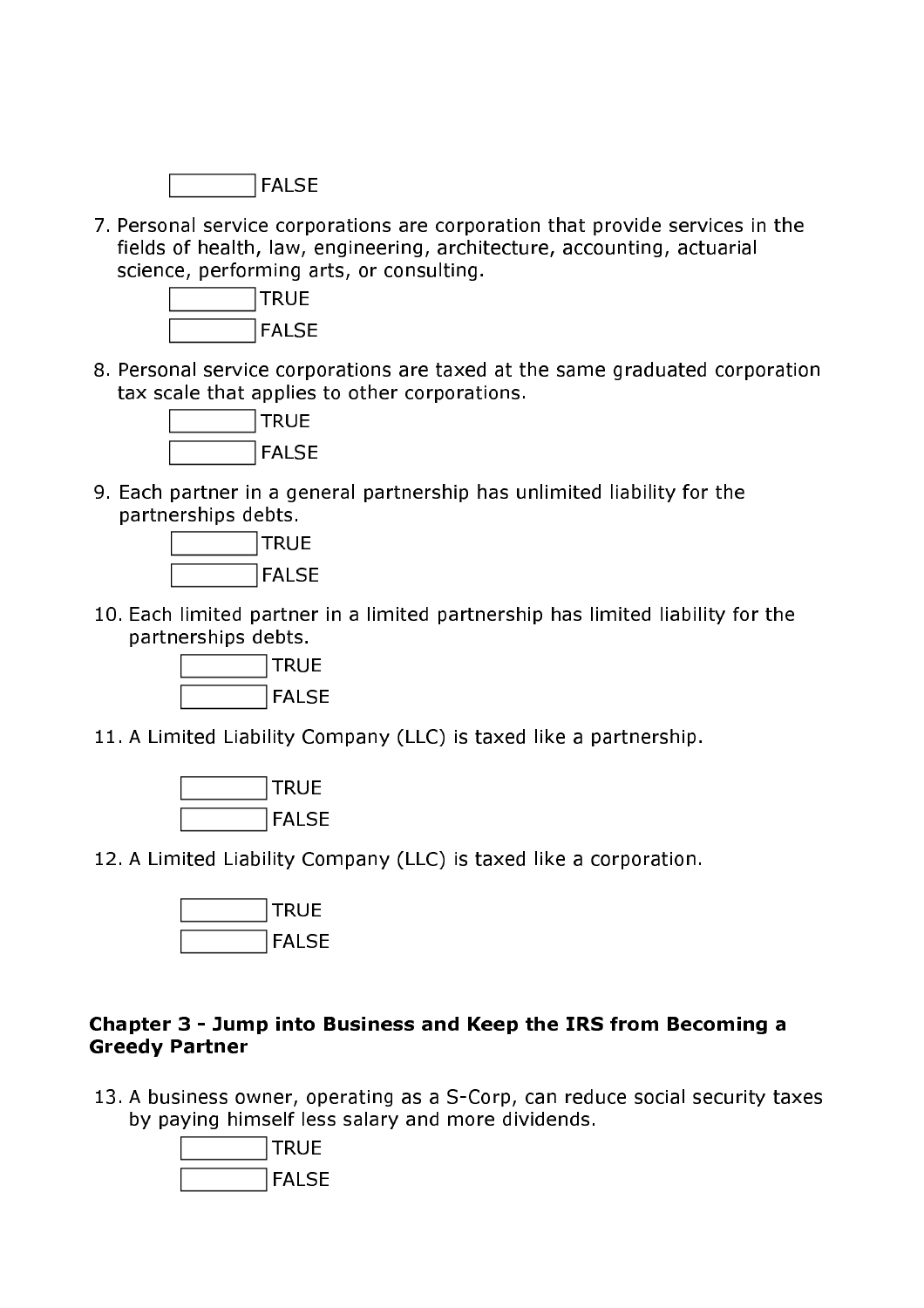☐ FALSE

7. Personal service corporations are corporation that provide services in the fields of health, law, engineering, architecture, accounting, actuarial science, performing arts, or consulting.

   ☐ TRUE
   ☐ FALSE

8. Personal service corporations are taxed at the same graduated corporation tax scale that applies to other corporations.

   ☐ TRUE
   ☐ FALSE

9. Each partner in a general partnership has unlimited liability for the partnerships debts.

   ☐ TRUE
   ☐ FALSE

10. Each limited partner in a limited partnership has limited liability for the partnerships debts.

    ☐ TRUE
    ☐ FALSE

11. A Limited Liability Company (LLC) is taxed like a partnership.

    ☐ TRUE
    ☐ FALSE

12. A Limited Liability Company (LLC) is taxed like a corporation.

    ☐ TRUE
    ☐ FALSE

**Chapter 3 - Jump into Business and Keep the IRS from Becoming a Greedy Partner**

13. A business owner, operating as a S-Corp, can reduce social security taxes by paying himself less salary and more dividends.

    ☐ TRUE
    ☐ FALSE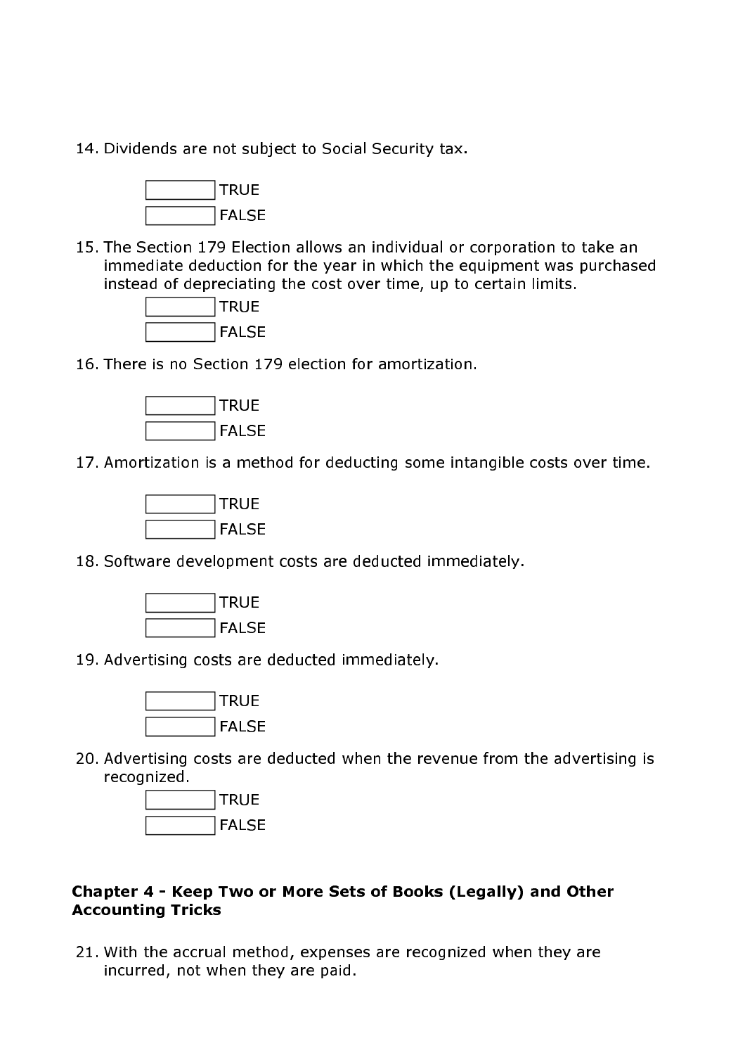14. Dividends are not subject to Social Security tax.

    ☐ TRUE
    ☐ FALSE

15. The Section 179 Election allows an individual or corporation to take an immediate deduction for the year in which the equipment was purchased instead of depreciating the cost over time, up to certain limits.

    ☐ TRUE
    ☐ FALSE

16. There is no Section 179 election for amortization.

    ☐ TRUE
    ☐ FALSE

17. Amortization is a method for deducting some intangible costs over time.

    ☐ TRUE
    ☐ FALSE

18. Software development costs are deducted immediately.

    ☐ TRUE
    ☐ FALSE

19. Advertising costs are deducted immediately.

    ☐ TRUE
    ☐ FALSE

20. Advertising costs are deducted when the revenue from the advertising is recognized.

    ☐ TRUE
    ☐ FALSE

### Chapter 4 - Keep Two or More Sets of Books (Legally) and Other Accounting Tricks

21. With the accrual method, expenses are recognized when they are incurred, not when they are paid.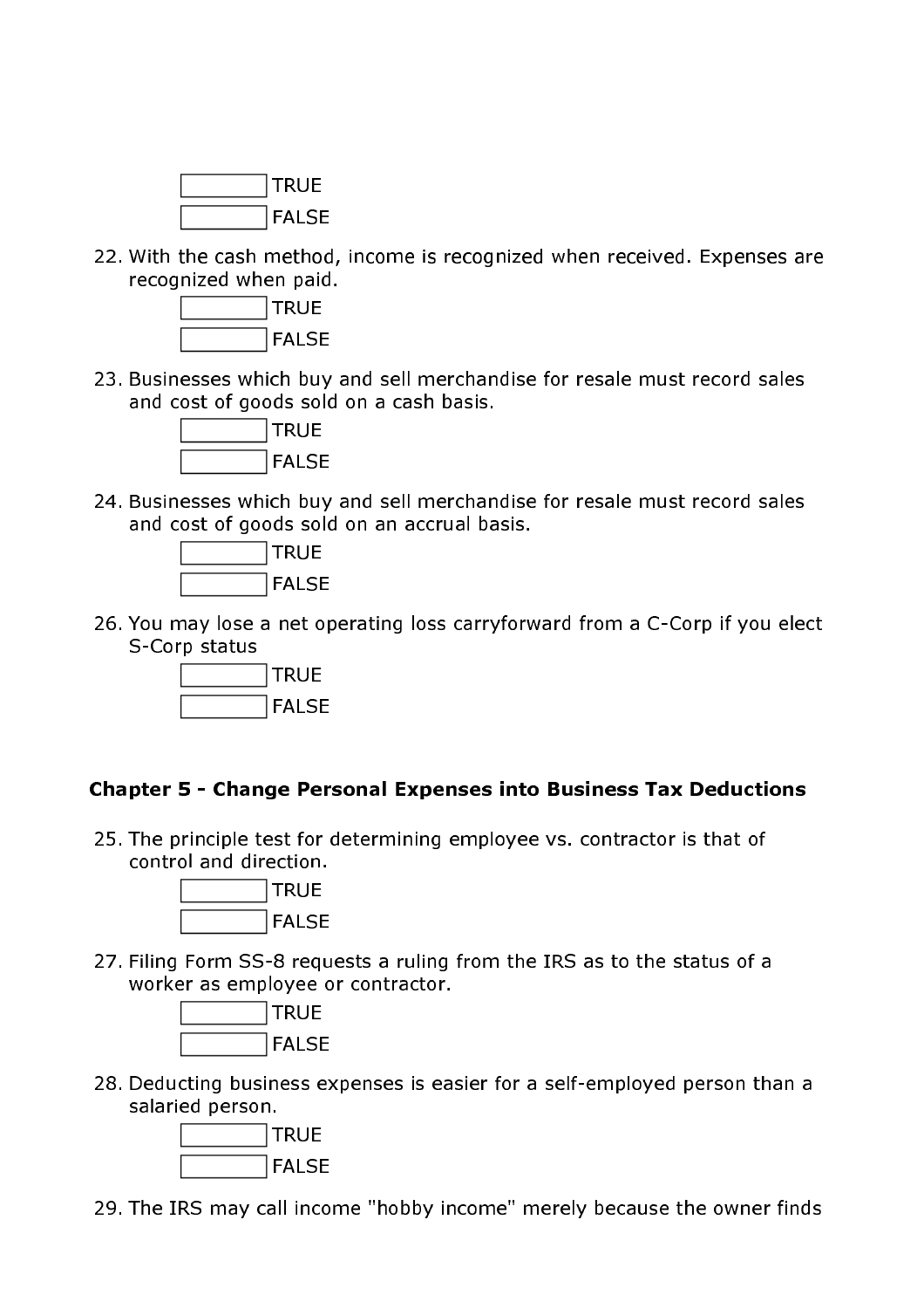- [ ] TRUE
- [ ] FALSE

22. With the cash method, income is recognized when received. Expenses are recognized when paid.
    - [ ] TRUE
    - [ ] FALSE

23. Businesses which buy and sell merchandise for resale must record sales and cost of goods sold on a cash basis.
    - [ ] TRUE
    - [ ] FALSE

24. Businesses which buy and sell merchandise for resale must record sales and cost of goods sold on an accrual basis.
    - [ ] TRUE
    - [ ] FALSE

26. You may lose a net operating loss carryforward from a C-Corp if you elect S-Corp status
    - [ ] TRUE
    - [ ] FALSE

### Chapter 5 - Change Personal Expenses into Business Tax Deductions

25. The principle test for determining employee vs. contractor is that of control and direction.
    - [ ] TRUE
    - [ ] FALSE

27. Filing Form SS-8 requests a ruling from the IRS as to the status of a worker as employee or contractor.
    - [ ] TRUE
    - [ ] FALSE

28. Deducting business expenses is easier for a self-employed person than a salaried person.
    - [ ] TRUE
    - [ ] FALSE

29. The IRS may call income "hobby income" merely because the owner finds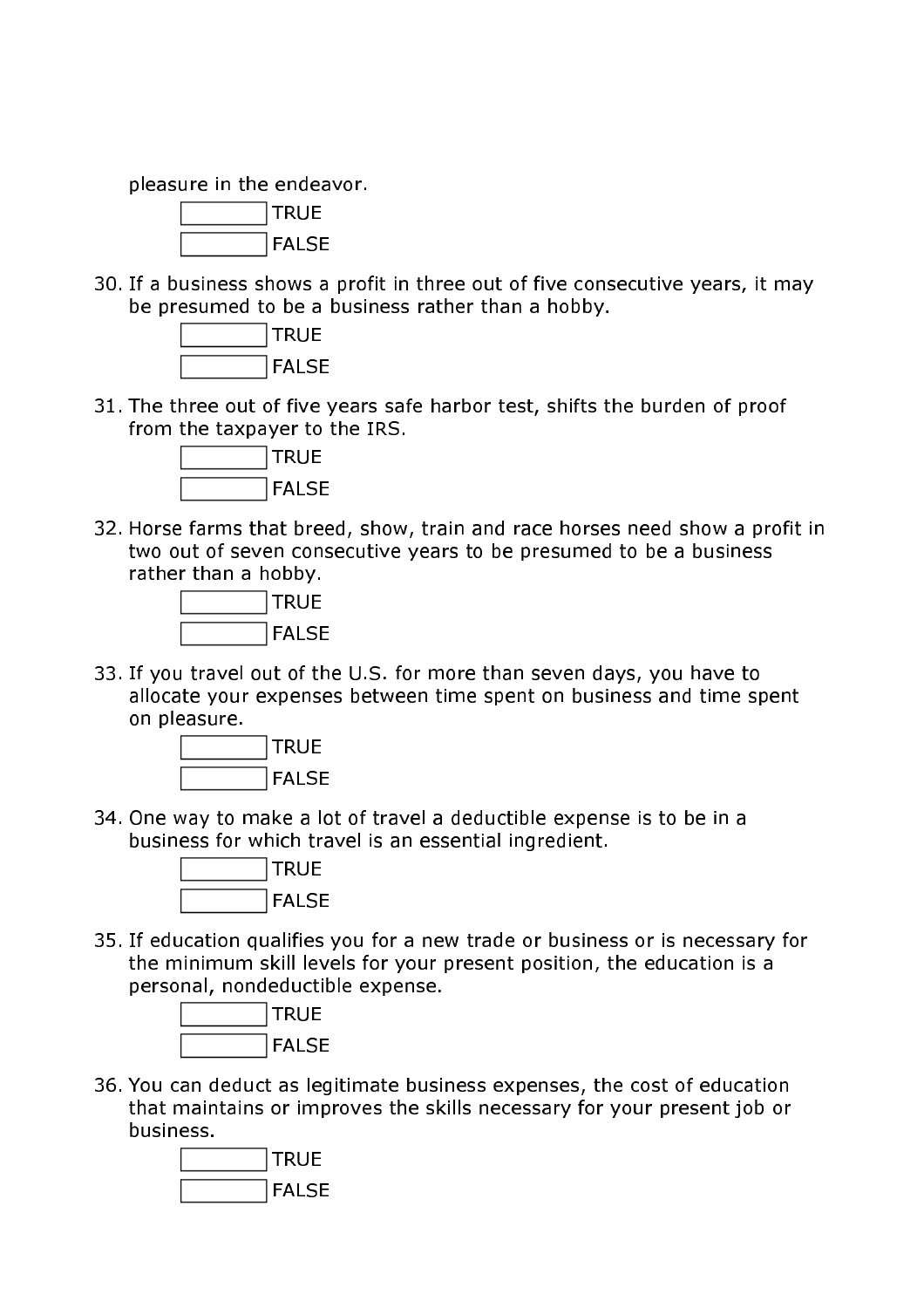pleasure in the endeavor.

☐ TRUE

☐ FALSE

30. If a business shows a profit in three out of five consecutive years, it may be presumed to be a business rather than a hobby.

    ☐ TRUE

    ☐ FALSE

31. The three out of five years safe harbor test, shifts the burden of proof from the taxpayer to the IRS.

    ☐ TRUE

    ☐ FALSE

32. Horse farms that breed, show, train and race horses need show a profit in two out of seven consecutive years to be presumed to be a business rather than a hobby.

    ☐ TRUE

    ☐ FALSE

33. If you travel out of the U.S. for more than seven days, you have to allocate your expenses between time spent on business and time spent on pleasure.

    ☐ TRUE

    ☐ FALSE

34. One way to make a lot of travel a deductible expense is to be in a business for which travel is an essential ingredient.

    ☐ TRUE

    ☐ FALSE

35. If education qualifies you for a new trade or business or is necessary for the minimum skill levels for your present position, the education is a personal, nondeductible expense.

    ☐ TRUE

    ☐ FALSE

36. You can deduct as legitimate business expenses, the cost of education that maintains or improves the skills necessary for your present job or business.

    ☐ TRUE

    ☐ FALSE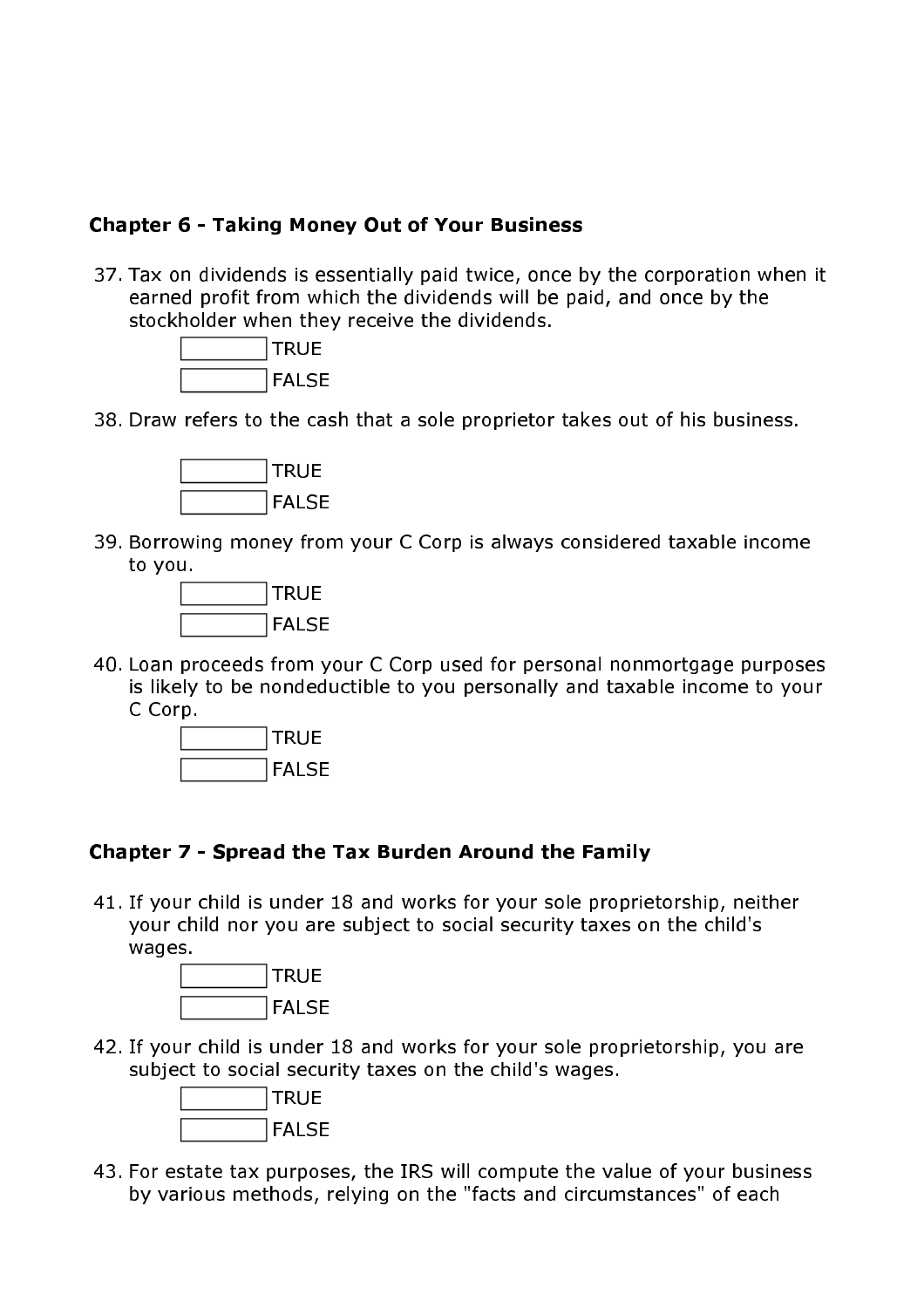## Chapter 6 - Taking Money Out of Your Business

37. Tax on dividends is essentially paid twice, once by the corporation when it earned profit from which the dividends will be paid, and once by the stockholder when they receive the dividends.

    ☐ TRUE
    ☐ FALSE

38. Draw refers to the cash that a sole proprietor takes out of his business.

    ☐ TRUE
    ☐ FALSE

39. Borrowing money from your C Corp is always considered taxable income to you.

    ☐ TRUE
    ☐ FALSE

40. Loan proceeds from your C Corp used for personal nonmortgage purposes is likely to be nondeductible to you personally and taxable income to your C Corp.

    ☐ TRUE
    ☐ FALSE

## Chapter 7 - Spread the Tax Burden Around the Family

41. If your child is under 18 and works for your sole proprietorship, neither your child nor you are subject to social security taxes on the child's wages.

    ☐ TRUE
    ☐ FALSE

42. If your child is under 18 and works for your sole proprietorship, you are subject to social security taxes on the child's wages.

    ☐ TRUE
    ☐ FALSE

43. For estate tax purposes, the IRS will compute the value of your business by various methods, relying on the "facts and circumstances" of each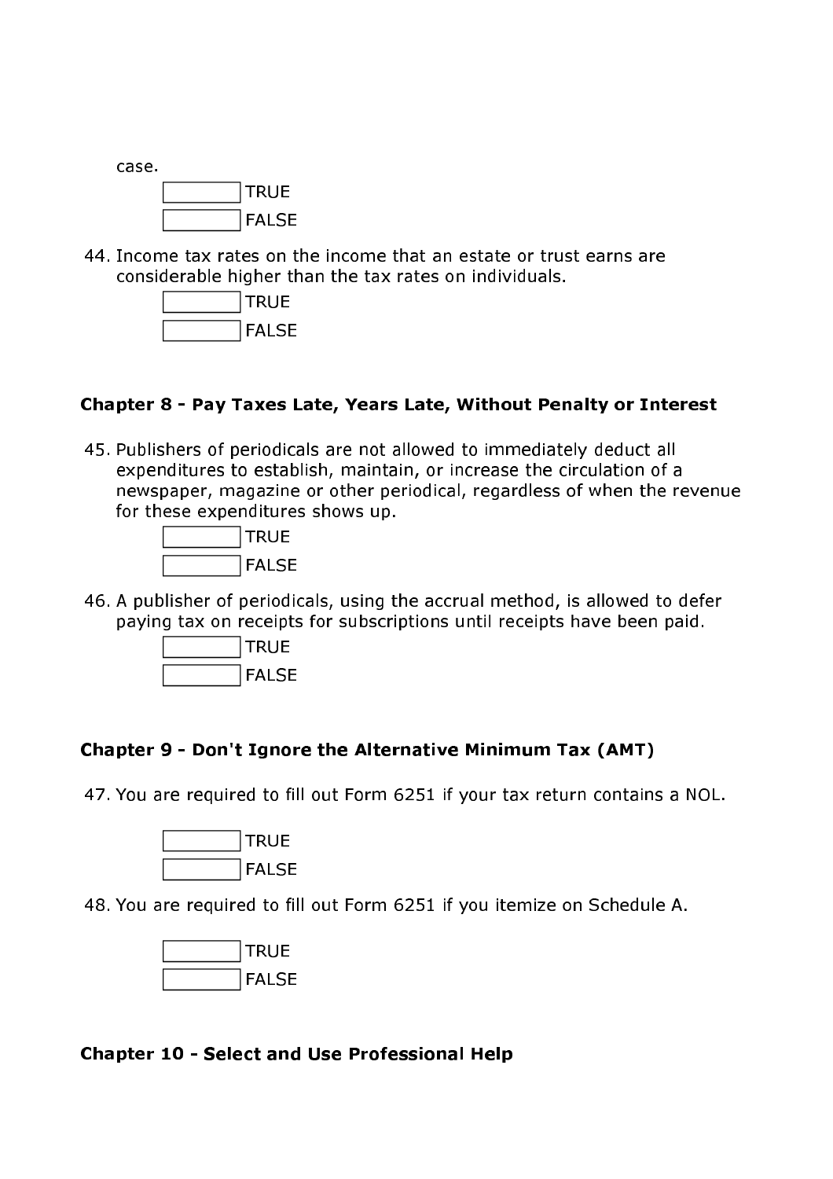case.

- [ ] TRUE
- [ ] FALSE

44. Income tax rates on the income that an estate or trust earns are considerable higher than the tax rates on individuals.

- [ ] TRUE
- [ ] FALSE

### Chapter 8 - Pay Taxes Late, Years Late, Without Penalty or Interest

45. Publishers of periodicals are not allowed to immediately deduct all expenditures to establish, maintain, or increase the circulation of a newspaper, magazine or other periodical, regardless of when the revenue for these expenditures shows up.

- [ ] TRUE
- [ ] FALSE

46. A publisher of periodicals, using the accrual method, is allowed to defer paying tax on receipts for subscriptions until receipts have been paid.

- [ ] TRUE
- [ ] FALSE

### Chapter 9 - Don't Ignore the Alternative Minimum Tax (AMT)

47. You are required to fill out Form 6251 if your tax return contains a NOL.

- [ ] TRUE
- [ ] FALSE

48. You are required to fill out Form 6251 if you itemize on Schedule A.

- [ ] TRUE
- [ ] FALSE

### Chapter 10 - Select and Use Professional Help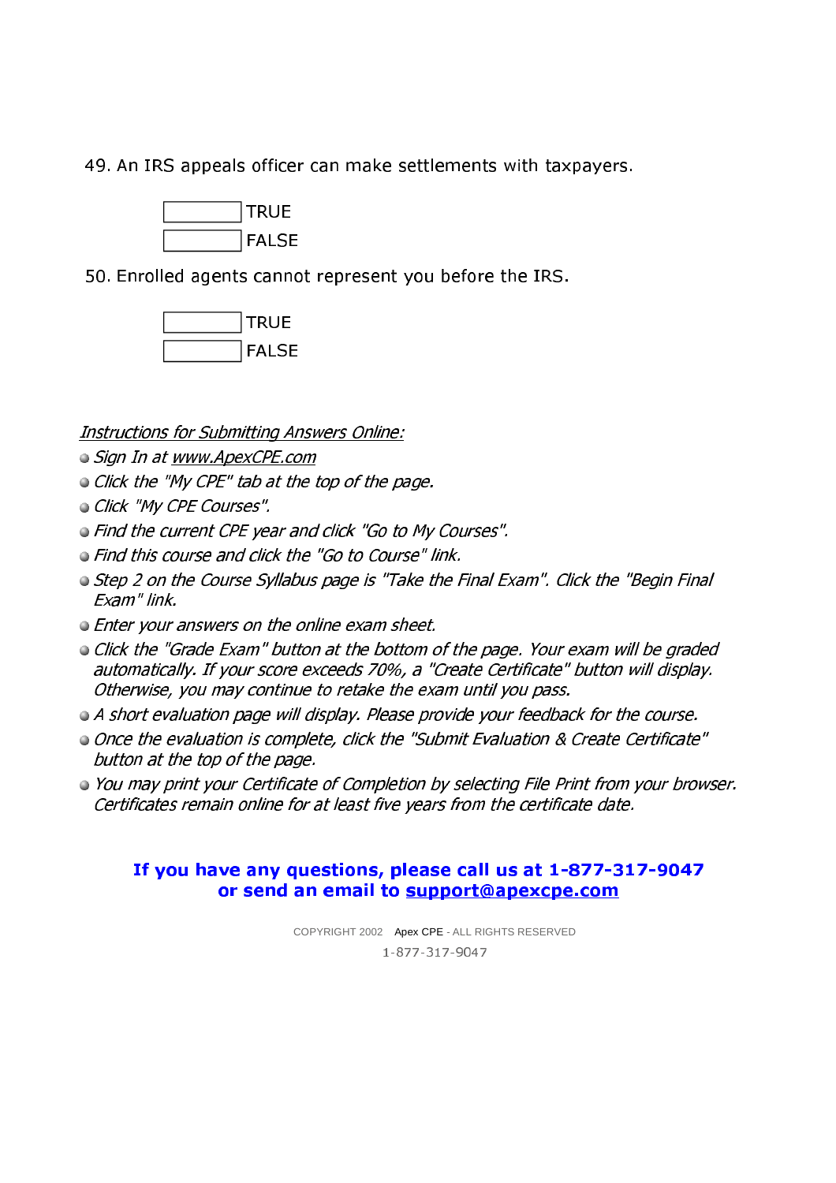49. An IRS appeals officer can make settlements with taxpayers.

- [ ] TRUE
- [ ] FALSE

50. Enrolled agents cannot represent you before the IRS.

- [ ] TRUE
- [ ] FALSE

*Instructions for Submitting Answers Online:*

- *Sign In at www.ApexCPE.com*
- *Click the "My CPE" tab at the top of the page.*
- *Click "My CPE Courses".*
- *Find the current CPE year and click "Go to My Courses".*
- *Find this course and click the "Go to Course" link.*
- *Step 2 on the Course Syllabus page is "Take the Final Exam". Click the "Begin Final Exam" link.*
- *Enter your answers on the online exam sheet.*
- *Click the "Grade Exam" button at the bottom of the page. Your exam will be graded automatically. If your score exceeds 70%, a "Create Certificate" button will display. Otherwise, you may continue to retake the exam until you pass.*
- *A short evaluation page will display. Please provide your feedback for the course.*
- *Once the evaluation is complete, click the "Submit Evaluation & Create Certificate" button at the top of the page.*
- *You may print your Certificate of Completion by selecting File Print from your browser. Certificates remain online for at least five years from the certificate date.*

**If you have any questions, please call us at 1-877-317-9047 or send an email to support@apexcpe.com**

COPYRIGHT 2002 Apex CPE - ALL RIGHTS RESERVED

1-877-317-9047